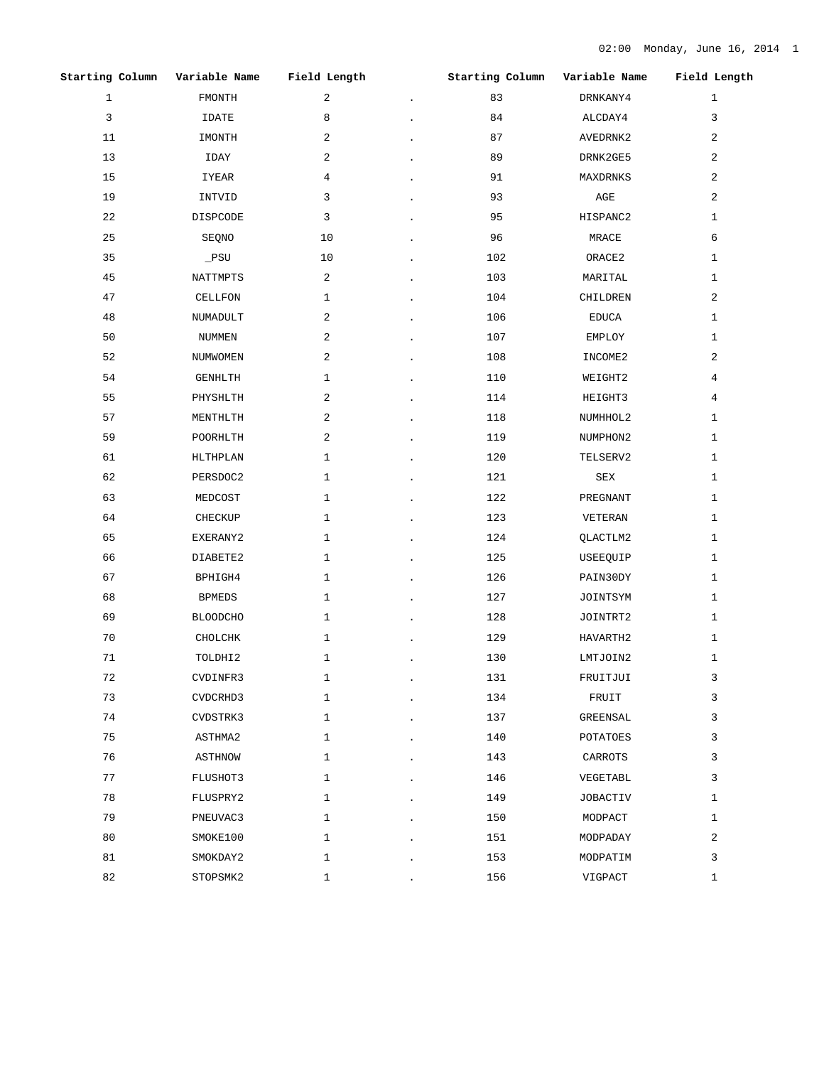| Starting Column | Variable Name | Field Length | | Starting Column | Variable Name | Field Length |
|---|---|---|---|---|---|---|
| 1 | FMONTH | 2 | . | 83 | DRNKANY4 | 1 |
| 3 | IDATE | 8 | . | 84 | ALCDAY4 | 3 |
| 11 | IMONTH | 2 | . | 87 | AVEDRNK2 | 2 |
| 13 | IDAY | 2 | . | 89 | DRNK2GE5 | 2 |
| 15 | IYEAR | 4 | . | 91 | MAXDRNKS | 2 |
| 19 | INTVID | 3 | . | 93 | AGE | 2 |
| 22 | DISPCODE | 3 | . | 95 | HISPANC2 | 1 |
| 25 | SEQNO | 10 | . | 96 | MRACE | 6 |
| 35 | _PSU | 10 | . | 102 | ORACE2 | 1 |
| 45 | NATTMPTS | 2 | . | 103 | MARITAL | 1 |
| 47 | CELLFON | 1 | . | 104 | CHILDREN | 2 |
| 48 | NUMADULT | 2 | . | 106 | EDUCA | 1 |
| 50 | NUMMEN | 2 | . | 107 | EMPLOY | 1 |
| 52 | NUMWOMEN | 2 | . | 108 | INCOME2 | 2 |
| 54 | GENHLTH | 1 | . | 110 | WEIGHT2 | 4 |
| 55 | PHYSHLTH | 2 | . | 114 | HEIGHT3 | 4 |
| 57 | MENTHLTH | 2 | . | 118 | NUMHHOL2 | 1 |
| 59 | POORHLTH | 2 | . | 119 | NUMPHON2 | 1 |
| 61 | HLTHPLAN | 1 | . | 120 | TELSERV2 | 1 |
| 62 | PERSDOC2 | 1 | . | 121 | SEX | 1 |
| 63 | MEDCOST | 1 | . | 122 | PREGNANT | 1 |
| 64 | CHECKUP | 1 | . | 123 | VETERAN | 1 |
| 65 | EXERANY2 | 1 | . | 124 | QLACTLM2 | 1 |
| 66 | DIABETE2 | 1 | . | 125 | USEEQUIP | 1 |
| 67 | BPHIGH4 | 1 | . | 126 | PAIN30DY | 1 |
| 68 | BPMEDS | 1 | . | 127 | JOINTSYM | 1 |
| 69 | BLOODCHO | 1 | . | 128 | JOINTRT2 | 1 |
| 70 | CHOLCHK | 1 | . | 129 | HAVARTH2 | 1 |
| 71 | TOLDHI2 | 1 | . | 130 | LMTJOIN2 | 1 |
| 72 | CVDINFR3 | 1 | . | 131 | FRUITJUI | 3 |
| 73 | CVDCRHD3 | 1 | . | 134 | FRUIT | 3 |
| 74 | CVDSTRK3 | 1 | . | 137 | GREENSAL | 3 |
| 75 | ASTHMA2 | 1 | . | 140 | POTATOES | 3 |
| 76 | ASTHNOW | 1 | . | 143 | CARROTS | 3 |
| 77 | FLUSHOT3 | 1 | . | 146 | VEGETABL | 3 |
| 78 | FLUSPRY2 | 1 | . | 149 | JOBACTIV | 1 |
| 79 | PNEUVAC3 | 1 | . | 150 | MODPACT | 1 |
| 80 | SMOKE100 | 1 | . | 151 | MODPADAY | 2 |
| 81 | SMOKDAY2 | 1 | . | 153 | MODPATIM | 3 |
| 82 | STOPSMK2 | 1 | . | 156 | VIGPACT | 1 |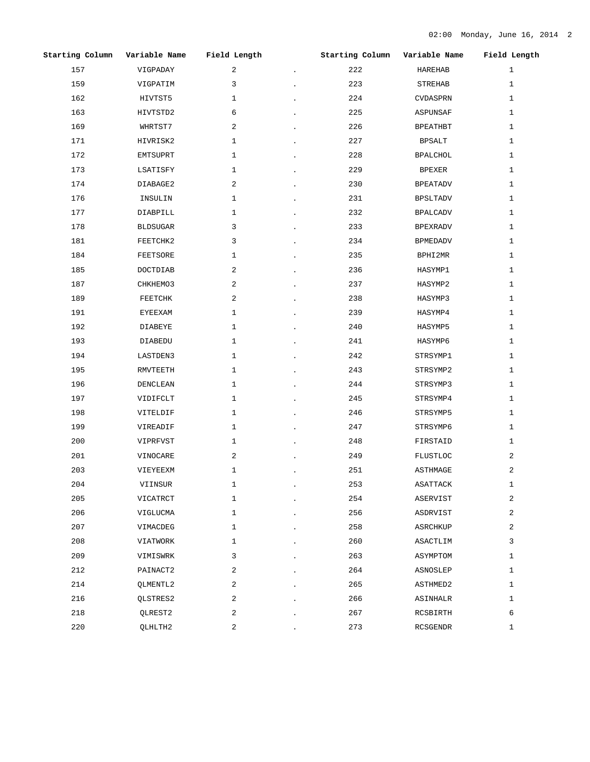| Starting Column | Variable Name | Field Length | | Starting Column | Variable Name | Field Length |
|---|---|---|---|---|---|---|
| 157 | VIGPADAY | 2 | . | 222 | HAREHAB | 1 |
| 159 | VIGPATIM | 3 | . | 223 | STREHAB | 1 |
| 162 | HIVTST5 | 1 | . | 224 | CVDASPRN | 1 |
| 163 | HIVTSTD2 | 6 | . | 225 | ASPUNSAF | 1 |
| 169 | WHRTST7 | 2 | . | 226 | BPEATHBT | 1 |
| 171 | HIVRISK2 | 1 | . | 227 | BPSALT | 1 |
| 172 | EMTSUPRT | 1 | . | 228 | BPALCHOL | 1 |
| 173 | LSATISFY | 1 | . | 229 | BPEXER | 1 |
| 174 | DIABAGE2 | 2 | . | 230 | BPEATADV | 1 |
| 176 | INSULIN | 1 | . | 231 | BPSLTADV | 1 |
| 177 | DIABPILL | 1 | . | 232 | BPALCADV | 1 |
| 178 | BLDSUGAR | 3 | . | 233 | BPEXRADV | 1 |
| 181 | FEETCHK2 | 3 | . | 234 | BPMEDADV | 1 |
| 184 | FEETSORE | 1 | . | 235 | BPHI2MR | 1 |
| 185 | DOCTDIAB | 2 | . | 236 | HASYMP1 | 1 |
| 187 | CHKHEMO3 | 2 | . | 237 | HASYMP2 | 1 |
| 189 | FEETCHK | 2 | . | 238 | HASYMP3 | 1 |
| 191 | EYEEXAM | 1 | . | 239 | HASYMP4 | 1 |
| 192 | DIABEYE | 1 | . | 240 | HASYMP5 | 1 |
| 193 | DIABEDU | 1 | . | 241 | HASYMP6 | 1 |
| 194 | LASTDEN3 | 1 | . | 242 | STRSYMP1 | 1 |
| 195 | RMVTEETH | 1 | . | 243 | STRSYMP2 | 1 |
| 196 | DENCLEAN | 1 | . | 244 | STRSYMP3 | 1 |
| 197 | VIDIFCLT | 1 | . | 245 | STRSYMP4 | 1 |
| 198 | VITELDIF | 1 | . | 246 | STRSYMP5 | 1 |
| 199 | VIREADIF | 1 | . | 247 | STRSYMP6 | 1 |
| 200 | VIPRFVST | 1 | . | 248 | FIRSTAID | 1 |
| 201 | VINOCARE | 2 | . | 249 | FLUSTLOC | 2 |
| 203 | VIEYEEXM | 1 | . | 251 | ASTHMAGE | 2 |
| 204 | VIINSUR | 1 | . | 253 | ASATTACK | 1 |
| 205 | VICATRCT | 1 | . | 254 | ASERVIST | 2 |
| 206 | VIGLUCMA | 1 | . | 256 | ASDRVIST | 2 |
| 207 | VIMACDEG | 1 | . | 258 | ASRCHKUP | 2 |
| 208 | VIATWORK | 1 | . | 260 | ASACTLIM | 3 |
| 209 | VIMISWRK | 3 | . | 263 | ASYMPTOM | 1 |
| 212 | PAINACT2 | 2 | . | 264 | ASNOSLEP | 1 |
| 214 | QLMENTL2 | 2 | . | 265 | ASTHMED2 | 1 |
| 216 | QLSTRES2 | 2 | . | 266 | ASINHALR | 1 |
| 218 | QLREST2 | 2 | . | 267 | RCSBIRTH | 6 |
| 220 | QLHLTH2 | 2 | . | 273 | RCSGENDR | 1 |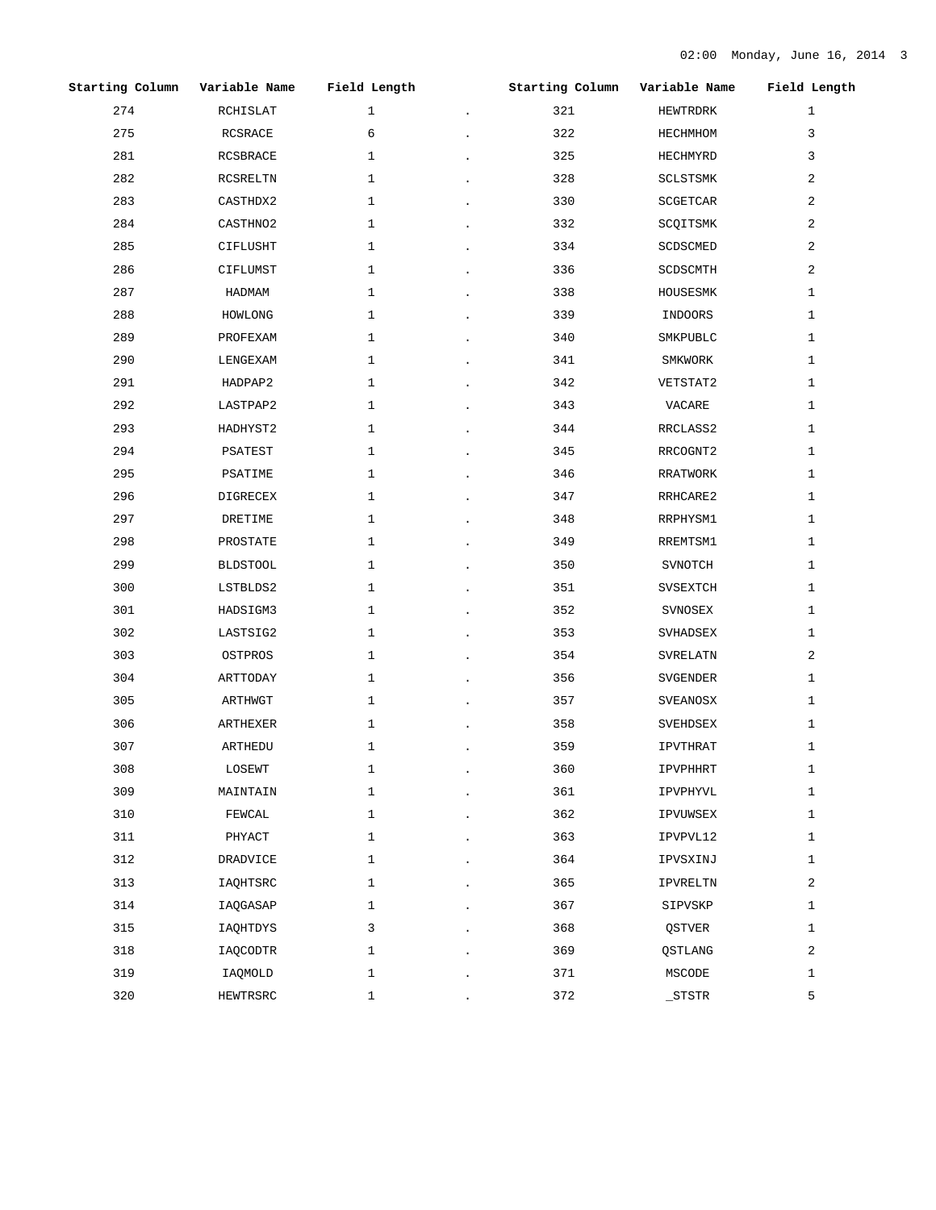| Starting Column | Variable Name | Field Length | | Starting Column | Variable Name | Field Length |
|---|---|---|---|---|---|---|
| 274 | RCHISLAT | 1 | . | 321 | HEWTRDRK | 1 |
| 275 | RCSRACE | 6 | . | 322 | HECHMHOM | 3 |
| 281 | RCSBRACE | 1 | . | 325 | HECHMYRD | 3 |
| 282 | RCSRELTN | 1 | . | 328 | SCLSTSMK | 2 |
| 283 | CASTHDX2 | 1 | . | 330 | SCGETCAR | 2 |
| 284 | CASTHNO2 | 1 | . | 332 | SCQITSMK | 2 |
| 285 | CIFLUSHT | 1 | . | 334 | SCDSCMED | 2 |
| 286 | CIFLUMST | 1 | . | 336 | SCDSCMTH | 2 |
| 287 | HADMAM | 1 | . | 338 | HOUSESMK | 1 |
| 288 | HOWLONG | 1 | . | 339 | INDOORS | 1 |
| 289 | PROFEXAM | 1 | . | 340 | SMKPUBLC | 1 |
| 290 | LENGEXAM | 1 | . | 341 | SMKWORK | 1 |
| 291 | HADPAP2 | 1 | . | 342 | VETSTAT2 | 1 |
| 292 | LASTPAP2 | 1 | . | 343 | VACARE | 1 |
| 293 | HADHYST2 | 1 | . | 344 | RRCLASS2 | 1 |
| 294 | PSATEST | 1 | . | 345 | RRCOGNT2 | 1 |
| 295 | PSATIME | 1 | . | 346 | RRATWORK | 1 |
| 296 | DIGRECEX | 1 | . | 347 | RRHCARE2 | 1 |
| 297 | DRETIME | 1 | . | 348 | RRPHYSM1 | 1 |
| 298 | PROSTATE | 1 | . | 349 | RREMTSM1 | 1 |
| 299 | BLDSTOOL | 1 | . | 350 | SVNOTCH | 1 |
| 300 | LSTBLDS2 | 1 | . | 351 | SVSEXTCH | 1 |
| 301 | HADSIGM3 | 1 | . | 352 | SVNOSEX | 1 |
| 302 | LASTSIG2 | 1 | . | 353 | SVHADSEX | 1 |
| 303 | OSTPROS | 1 | . | 354 | SVRELATN | 2 |
| 304 | ARTTODAY | 1 | . | 356 | SVGENDER | 1 |
| 305 | ARTHWGT | 1 | . | 357 | SVEANOSX | 1 |
| 306 | ARTHEXER | 1 | . | 358 | SVEHDSEX | 1 |
| 307 | ARTHEDU | 1 | . | 359 | IPVTHRAT | 1 |
| 308 | LOSEWT | 1 | . | 360 | IPVPHHRT | 1 |
| 309 | MAINTAIN | 1 | . | 361 | IPVPHYVL | 1 |
| 310 | FEWCAL | 1 | . | 362 | IPVUWSEX | 1 |
| 311 | PHYACT | 1 | . | 363 | IPVPVL12 | 1 |
| 312 | DRADVICE | 1 | . | 364 | IPVSXINJ | 1 |
| 313 | IAQHTSRC | 1 | . | 365 | IPVRELTN | 2 |
| 314 | IAQGASAP | 1 | . | 367 | SIPVSKP | 1 |
| 315 | IAQHTDYS | 3 | . | 368 | QSTVER | 1 |
| 318 | IAQCODTR | 1 | . | 369 | QSTLANG | 2 |
| 319 | IAQMOLD | 1 | . | 371 | MSCODE | 1 |
| 320 | HEWTRSRC | 1 | . | 372 | _STSTR | 5 |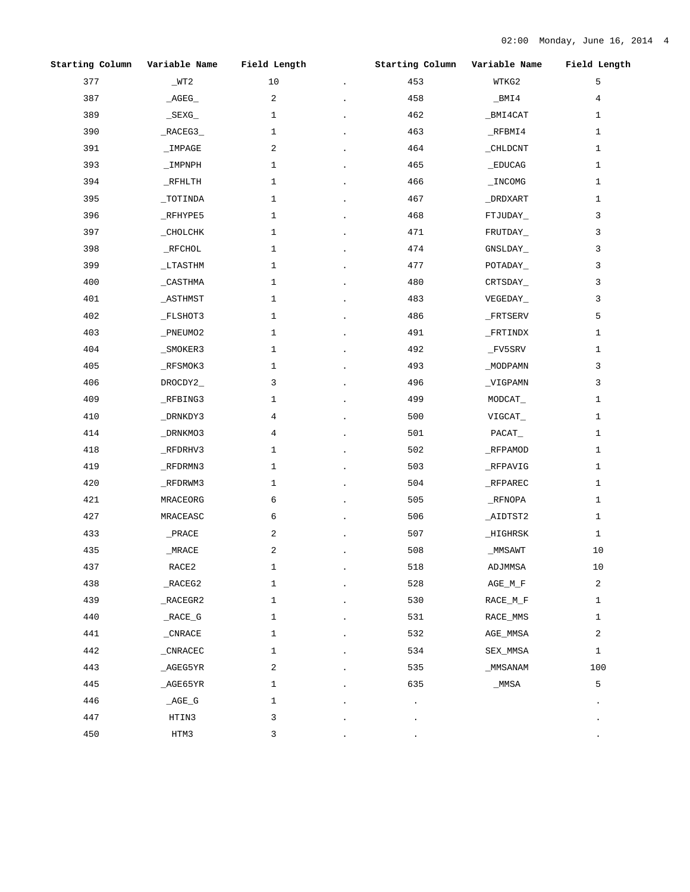| Starting Column | Variable Name | Field Length | | Starting Column | Variable Name | Field Length |
|---|---|---|---|---|---|---|
| 377 | _WT2 | 10 | . | 453 | WTKG2 | 5 |
| 387 | _AGEG_ | 2 | . | 458 | _BMI4 | 4 |
| 389 | _SEXG_ | 1 | . | 462 | _BMI4CAT | 1 |
| 390 | _RACEG3_ | 1 | . | 463 | _RFBMI4 | 1 |
| 391 | _IMPAGE | 2 | . | 464 | _CHLDCNT | 1 |
| 393 | _IMPNPH | 1 | . | 465 | _EDUCAG | 1 |
| 394 | _RFHLTH | 1 | . | 466 | _INCOMG | 1 |
| 395 | _TOTINDA | 1 | . | 467 | _DRDXART | 1 |
| 396 | _RFHYPE5 | 1 | . | 468 | FTJUDAY_ | 3 |
| 397 | _CHOLCHK | 1 | . | 471 | FRUTDAY_ | 3 |
| 398 | _RFCHOL | 1 | . | 474 | GNSLDAY_ | 3 |
| 399 | _LTASTHM | 1 | . | 477 | POTADAY_ | 3 |
| 400 | _CASTHMA | 1 | . | 480 | CRTSDAY_ | 3 |
| 401 | _ASTHMST | 1 | . | 483 | VEGEDAY_ | 3 |
| 402 | _FLSHOT3 | 1 | . | 486 | _FRTSERV | 5 |
| 403 | _PNEUMO2 | 1 | . | 491 | _FRTINDX | 1 |
| 404 | _SMOKER3 | 1 | . | 492 | _FV5SRV | 1 |
| 405 | _RFSMOK3 | 1 | . | 493 | _MODPAMN | 3 |
| 406 | DROCDY2_ | 3 | . | 496 | _VIGPAMN | 3 |
| 409 | _RFBING3 | 1 | . | 499 | MODCAT_ | 1 |
| 410 | _DRNKDY3 | 4 | . | 500 | VIGCAT_ | 1 |
| 414 | _DRNKMO3 | 4 | . | 501 | PACAT_ | 1 |
| 418 | _RFDRHV3 | 1 | . | 502 | _RFPAMOD | 1 |
| 419 | _RFDRMN3 | 1 | . | 503 | _RFPAVIG | 1 |
| 420 | _RFDRWM3 | 1 | . | 504 | _RFPAREC | 1 |
| 421 | MRACEORG | 6 | . | 505 | _RFNOPA | 1 |
| 427 | MRACEASC | 6 | . | 506 | _AIDTST2 | 1 |
| 433 | _PRACE | 2 | . | 507 | _HIGHRSK | 1 |
| 435 | _MRACE | 2 | . | 508 | _MMSAWT | 10 |
| 437 | RACE2 | 1 | . | 518 | ADJMMSA | 10 |
| 438 | _RACEG2 | 1 | . | 528 | AGE_M_F | 2 |
| 439 | _RACEGR2 | 1 | . | 530 | RACE_M_F | 1 |
| 440 | _RACE_G | 1 | . | 531 | RACE_MMS | 1 |
| 441 | _CNRACE | 1 | . | 532 | AGE_MMSA | 2 |
| 442 | _CNRACEC | 1 | . | 534 | SEX_MMSA | 1 |
| 443 | _AGEG5YR | 2 | . | 535 | _MMSANAM | 100 |
| 445 | _AGE65YR | 1 | . | 635 | _MMSA | 5 |
| 446 | _AGE_G | 1 | . | . | | . |
| 447 | HTIN3 | 3 | . | . | | . |
| 450 | HTM3 | 3 | . | . | | . |